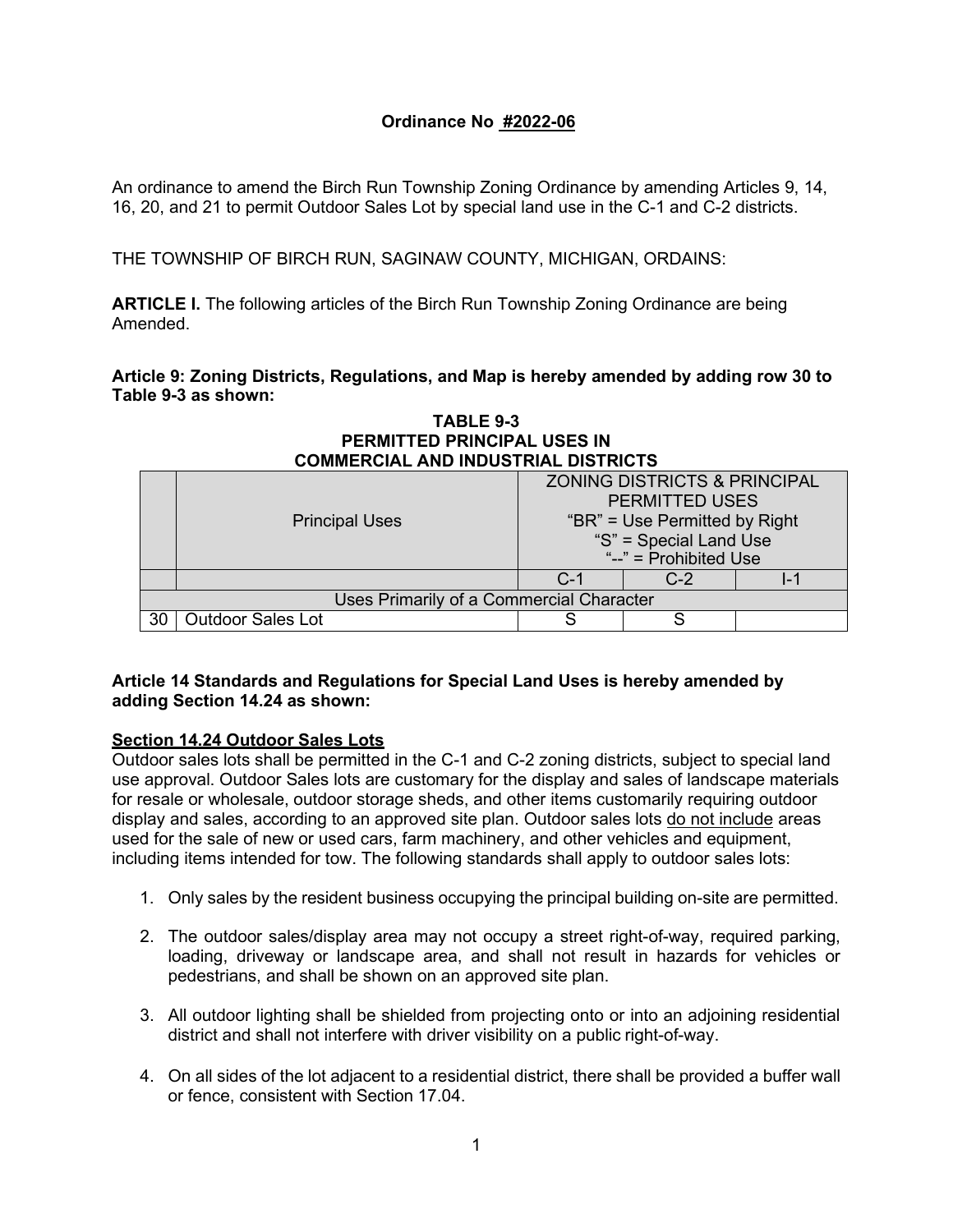**Ordinance No #2022-06**

An ordinance to amend the Birch Run Township Zoning Ordinance by amending Articles 9, 14, 16, 20, and 21 to permit Outdoor Sales Lot by special land use in the C-1 and C-2 districts.

THE TOWNSHIP OF BIRCH RUN, SAGINAW COUNTY, MICHIGAN, ORDAINS:

**ARTICLE I.** The following articles of the Birch Run Township Zoning Ordinance are being Amended.

**Article 9: Zoning Districts, Regulations, and Map is hereby amended by adding row 30 to Table 9-3 as shown:**

**TABLE 9-3**
**PERMITTED PRINCIPAL USES IN**
**COMMERCIAL AND INDUSTRIAL DISTRICTS**

| | Principal Uses | ZONING DISTRICTS & PRINCIPAL PERMITTED USES "BR" = Use Permitted by Right "S" = Special Land Use "--" = Prohibited Use | | |
|---|---|---|---|---|
| | | C-1 | C-2 | I-1 |
| Uses Primarily of a Commercial Character | | | | |
| 30 | Outdoor Sales Lot | S | S | |

**Article 14 Standards and Regulations for Special Land Uses is hereby amended by adding Section 14.24 as shown:**

**Section 14.24 Outdoor Sales Lots**

Outdoor sales lots shall be permitted in the C-1 and C-2 zoning districts, subject to special land use approval. Outdoor Sales lots are customary for the display and sales of landscape materials for resale or wholesale, outdoor storage sheds, and other items customarily requiring outdoor display and sales, according to an approved site plan. Outdoor sales lots do not include areas used for the sale of new or used cars, farm machinery, and other vehicles and equipment, including items intended for tow. The following standards shall apply to outdoor sales lots:

1. Only sales by the resident business occupying the principal building on-site are permitted.
2. The outdoor sales/display area may not occupy a street right-of-way, required parking, loading, driveway or landscape area, and shall not result in hazards for vehicles or pedestrians, and shall be shown on an approved site plan.
3. All outdoor lighting shall be shielded from projecting onto or into an adjoining residential district and shall not interfere with driver visibility on a public right-of-way.
4. On all sides of the lot adjacent to a residential district, there shall be provided a buffer wall or fence, consistent with Section 17.04.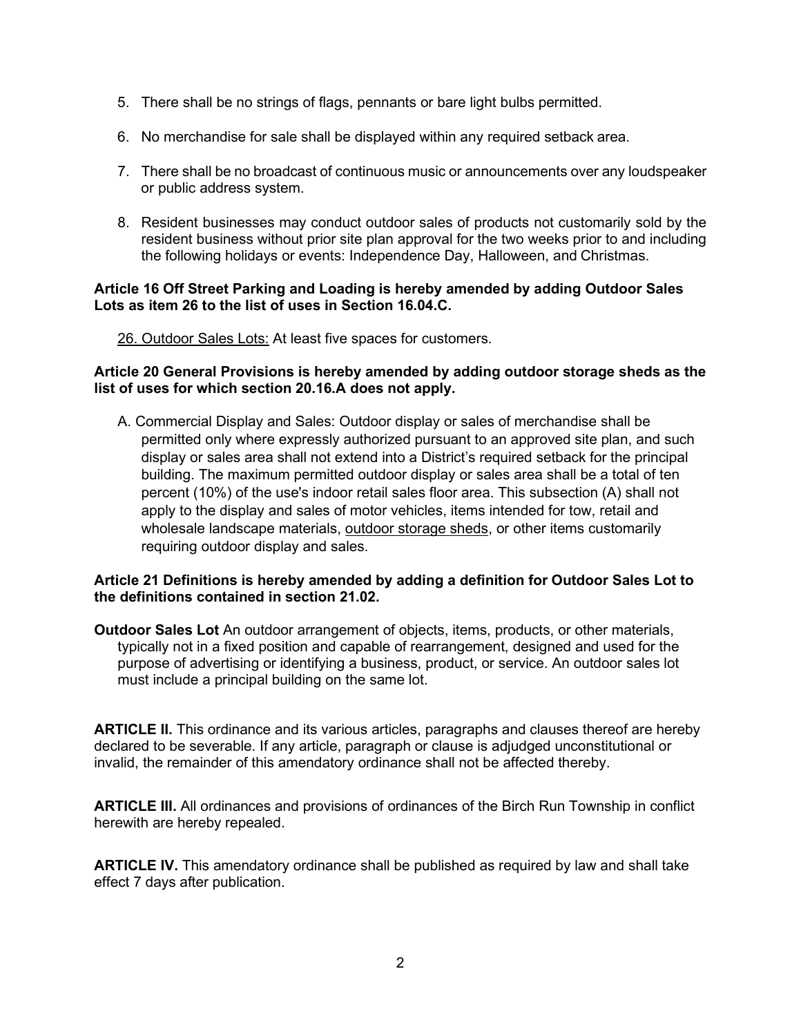5. There shall be no strings of flags, pennants or bare light bulbs permitted.

6. No merchandise for sale shall be displayed within any required setback area.

7. There shall be no broadcast of continuous music or announcements over any loudspeaker or public address system.

8. Resident businesses may conduct outdoor sales of products not customarily sold by the resident business without prior site plan approval for the two weeks prior to and including the following holidays or events: Independence Day, Halloween, and Christmas.

**Article 16 Off Street Parking and Loading is hereby amended by adding Outdoor Sales Lots as item 26 to the list of uses in Section 16.04.C.**

26. Outdoor Sales Lots: At least five spaces for customers.

**Article 20 General Provisions is hereby amended by adding outdoor storage sheds as the list of uses for which section 20.16.A does not apply.**

A. Commercial Display and Sales: Outdoor display or sales of merchandise shall be permitted only where expressly authorized pursuant to an approved site plan, and such display or sales area shall not extend into a District's required setback for the principal building. The maximum permitted outdoor display or sales area shall be a total of ten percent (10%) of the use's indoor retail sales floor area. This subsection (A) shall not apply to the display and sales of motor vehicles, items intended for tow, retail and wholesale landscape materials, outdoor storage sheds, or other items customarily requiring outdoor display and sales.

**Article 21 Definitions is hereby amended by adding a definition for Outdoor Sales Lot to the definitions contained in section 21.02.**

**Outdoor Sales Lot** An outdoor arrangement of objects, items, products, or other materials, typically not in a fixed position and capable of rearrangement, designed and used for the purpose of advertising or identifying a business, product, or service. An outdoor sales lot must include a principal building on the same lot.

**ARTICLE II.** This ordinance and its various articles, paragraphs and clauses thereof are hereby declared to be severable. If any article, paragraph or clause is adjudged unconstitutional or invalid, the remainder of this amendatory ordinance shall not be affected thereby.

**ARTICLE III.** All ordinances and provisions of ordinances of the Birch Run Township in conflict herewith are hereby repealed.

**ARTICLE IV.** This amendatory ordinance shall be published as required by law and shall take effect 7 days after publication.